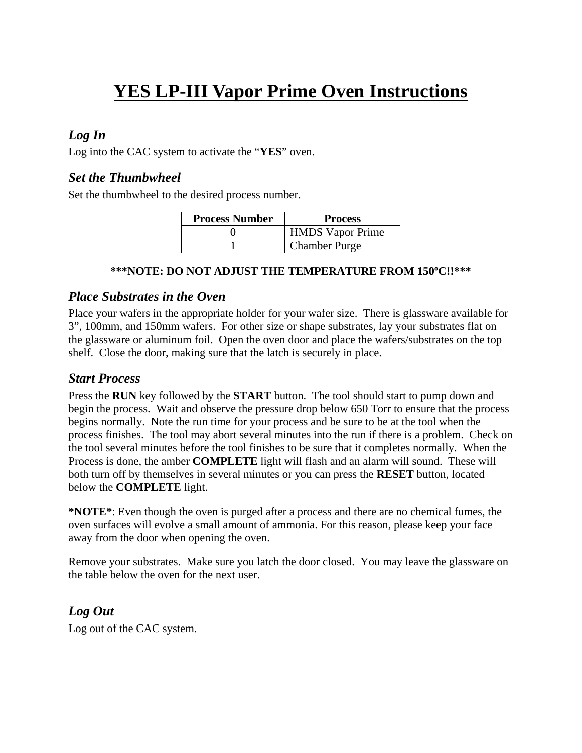# YES LP-III Vapor Prime Oven Instructions

### *Log In*

Log into the CAC system to activate the "**YES**" oven.

### *Set the Thumbwheel*

Set the thumbwheel to the desired process number.

| Process Number | Process |
|---|---|
| 0 | HMDS Vapor Prime |
| 1 | Chamber Purge |

**\*\*\*NOTE: DO NOT ADJUST THE TEMPERATURE FROM 150ºC!!\*\*\***

### *Place Substrates in the Oven*

Place your wafers in the appropriate holder for your wafer size. There is glassware available for 3", 100mm, and 150mm wafers. For other size or shape substrates, lay your substrates flat on the glassware or aluminum foil. Open the oven door and place the wafers/substrates on the <u>top shelf</u>. Close the door, making sure that the latch is securely in place.

### *Start Process*

Press the **RUN** key followed by the **START** button. The tool should start to pump down and begin the process. Wait and observe the pressure drop below 650 Torr to ensure that the process begins normally. Note the run time for your process and be sure to be at the tool when the process finishes. The tool may abort several minutes into the run if there is a problem. Check on the tool several minutes before the tool finishes to be sure that it completes normally. When the Process is done, the amber **COMPLETE** light will flash and an alarm will sound. These will both turn off by themselves in several minutes or you can press the **RESET** button, located below the **COMPLETE** light.

**\*NOTE\***: Even though the oven is purged after a process and there are no chemical fumes, the oven surfaces will evolve a small amount of ammonia. For this reason, please keep your face away from the door when opening the oven.

Remove your substrates. Make sure you latch the door closed. You may leave the glassware on the table below the oven for the next user.

### *Log Out*

Log out of the CAC system.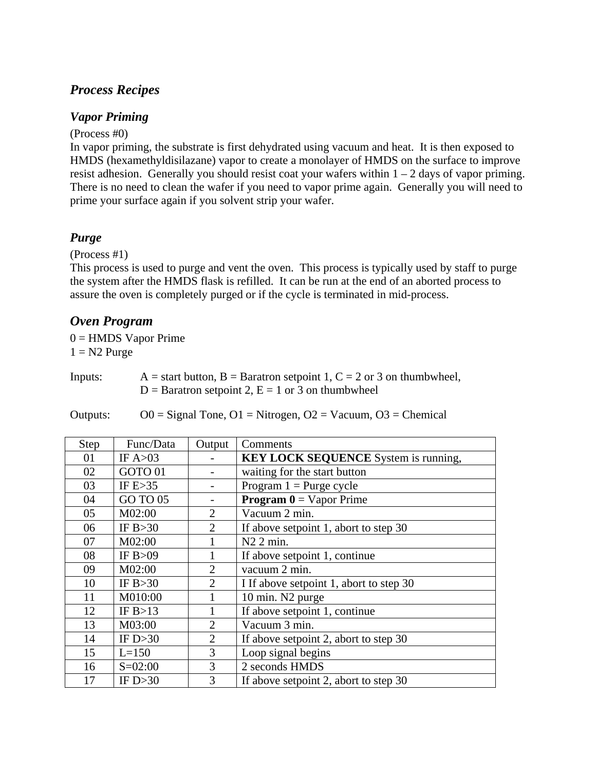## *Process Recipes*

### *Vapor Priming*

(Process #0)
In vapor priming, the substrate is first dehydrated using vacuum and heat. It is then exposed to HMDS (hexamethyldisilazane) vapor to create a monolayer of HMDS on the surface to improve resist adhesion. Generally you should resist coat your wafers within 1 – 2 days of vapor priming. There is no need to clean the wafer if you need to vapor prime again. Generally you will need to prime your surface again if you solvent strip your wafer.

### *Purge*

(Process #1)
This process is used to purge and vent the oven. This process is typically used by staff to purge the system after the HMDS flask is refilled. It can be run at the end of an aborted process to assure the oven is completely purged or if the cycle is terminated in mid-process.

## *Oven Program*

0 = HMDS Vapor Prime
1 = N2 Purge

Inputs: A = start button, B = Baratron setpoint 1, C = 2 or 3 on thumbwheel, D = Baratron setpoint 2, E = 1 or 3 on thumbwheel

Outputs: O0 = Signal Tone, O1 = Nitrogen, O2 = Vacuum, O3 = Chemical

| Step | Func/Data | Output | Comments |
|---|---|---|---|
| 01 | IF A>03 | - | **KEY LOCK SEQUENCE** System is running, |
| 02 | GOTO 01 | - | waiting for the start button |
| 03 | IF E>35 | - | Program 1 = Purge cycle |
| 04 | GO TO 05 | - | **Program 0** = Vapor Prime |
| 05 | M02:00 | 2 | Vacuum 2 min. |
| 06 | IF B>30 | 2 | If above setpoint 1, abort to step 30 |
| 07 | M02:00 | 1 | N2 2 min. |
| 08 | IF B>09 | 1 | If above setpoint 1, continue |
| 09 | M02:00 | 2 | vacuum 2 min. |
| 10 | IF B>30 | 2 | I If above setpoint 1, abort to step 30 |
| 11 | M010:00 | 1 | 10 min. N2 purge |
| 12 | IF B>13 | 1 | If above setpoint 1, continue |
| 13 | M03:00 | 2 | Vacuum 3 min. |
| 14 | IF D>30 | 2 | If above setpoint 2, abort to step 30 |
| 15 | L=150 | 3 | Loop signal begins |
| 16 | S=02:00 | 3 | 2 seconds HMDS |
| 17 | IF D>30 | 3 | If above setpoint 2, abort to step 30 |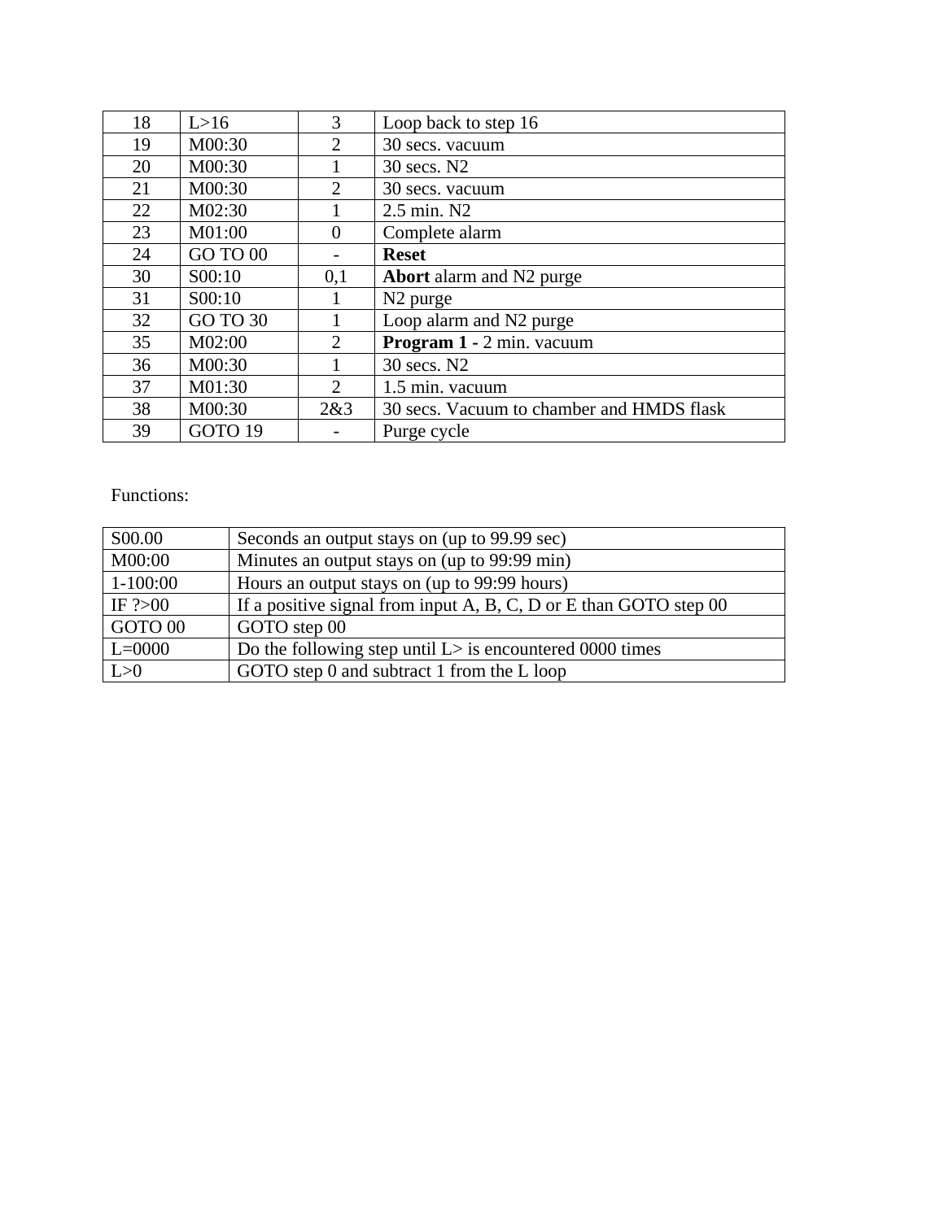| | | | |
|---|---|---|---|
| 18 | L>16 | 3 | Loop back to step 16 |
| 19 | M00:30 | 2 | 30 secs. vacuum |
| 20 | M00:30 | 1 | 30 secs. N2 |
| 21 | M00:30 | 2 | 30 secs. vacuum |
| 22 | M02:30 | 1 | 2.5 min. N2 |
| 23 | M01:00 | 0 | Complete alarm |
| 24 | GO TO 00 | - | **Reset** |
| 30 | S00:10 | 0,1 | **Abort** alarm and N2 purge |
| 31 | S00:10 | 1 | N2 purge |
| 32 | GO TO 30 | 1 | Loop alarm and N2 purge |
| 35 | M02:00 | 2 | **Program 1 -** 2 min. vacuum |
| 36 | M00:30 | 1 | 30 secs. N2 |
| 37 | M01:30 | 2 | 1.5 min. vacuum |
| 38 | M00:30 | 2&3 | 30 secs. Vacuum to chamber and HMDS flask |
| 39 | GOTO 19 | - | Purge cycle |

Functions:

| | |
|---|---|
| S00.00 | Seconds an output stays on (up to 99.99 sec) |
| M00:00 | Minutes an output stays on (up to 99:99 min) |
| 1-100:00 | Hours an output stays on (up to 99:99 hours) |
| IF ?>00 | If a positive signal from input A, B, C, D or E than GOTO step 00 |
| GOTO 00 | GOTO step 00 |
| L=0000 | Do the following step until L> is encountered 0000 times |
| L>0 | GOTO step 0 and subtract 1 from the L loop |